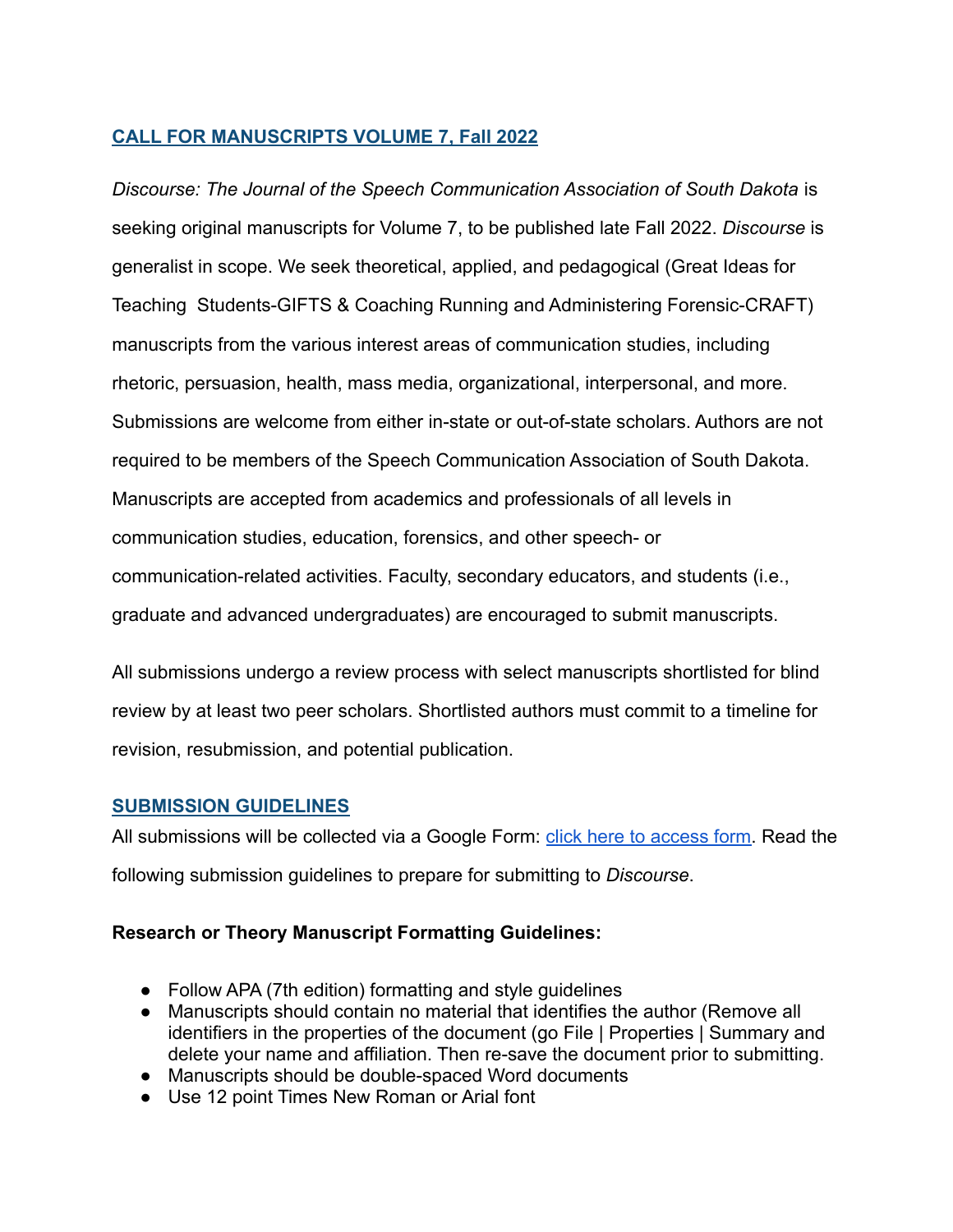## CALL FOR MANUSCRIPTS VOLUME 7, Fall 2022

*Discourse: The Journal of the Speech Communication Association of South Dakota* is seeking original manuscripts for Volume 7, to be published late Fall 2022. *Discourse* is generalist in scope. We seek theoretical, applied, and pedagogical (Great Ideas for Teaching Students-GIFTS & Coaching Running and Administering Forensic-CRAFT) manuscripts from the various interest areas of communication studies, including rhetoric, persuasion, health, mass media, organizational, interpersonal, and more. Submissions are welcome from either in-state or out-of-state scholars. Authors are not required to be members of the Speech Communication Association of South Dakota. Manuscripts are accepted from academics and professionals of all levels in communication studies, education, forensics, and other speech- or communication-related activities. Faculty, secondary educators, and students (i.e., graduate and advanced undergraduates) are encouraged to submit manuscripts.

All submissions undergo a review process with select manuscripts shortlisted for blind review by at least two peer scholars. Shortlisted authors must commit to a timeline for revision, resubmission, and potential publication.

## SUBMISSION GUIDELINES

All submissions will be collected via a Google Form: click here to access form. Read the following submission guidelines to prepare for submitting to *Discourse*.

**Research or Theory Manuscript Formatting Guidelines:**

- Follow APA (7th edition) formatting and style guidelines
- Manuscripts should contain no material that identifies the author (Remove all identifiers in the properties of the document (go File | Properties | Summary and delete your name and affiliation. Then re-save the document prior to submitting.
- Manuscripts should be double-spaced Word documents
- Use 12 point Times New Roman or Arial font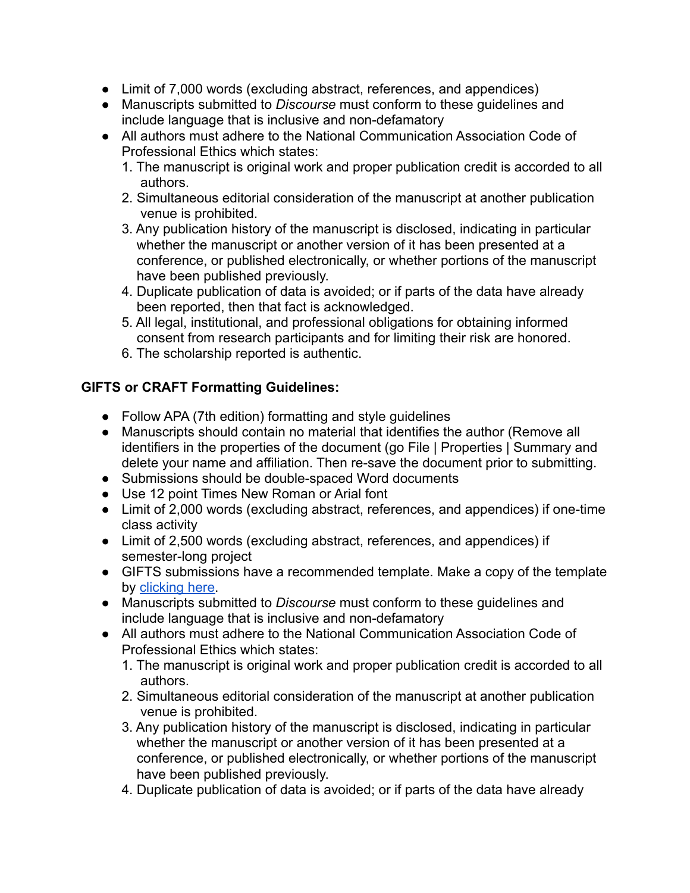- Limit of 7,000 words (excluding abstract, references, and appendices)
- Manuscripts submitted to *Discourse* must conform to these guidelines and include language that is inclusive and non-defamatory
- All authors must adhere to the National Communication Association Code of Professional Ethics which states:
  1. The manuscript is original work and proper publication credit is accorded to all authors.
  2. Simultaneous editorial consideration of the manuscript at another publication venue is prohibited.
  3. Any publication history of the manuscript is disclosed, indicating in particular whether the manuscript or another version of it has been presented at a conference, or published electronically, or whether portions of the manuscript have been published previously.
  4. Duplicate publication of data is avoided; or if parts of the data have already been reported, then that fact is acknowledged.
  5. All legal, institutional, and professional obligations for obtaining informed consent from research participants and for limiting their risk are honored.
  6. The scholarship reported is authentic.

**GIFTS or CRAFT Formatting Guidelines:**

- Follow APA (7th edition) formatting and style guidelines
- Manuscripts should contain no material that identifies the author (Remove all identifiers in the properties of the document (go File | Properties | Summary and delete your name and affiliation. Then re-save the document prior to submitting.
- Submissions should be double-spaced Word documents
- Use 12 point Times New Roman or Arial font
- Limit of 2,000 words (excluding abstract, references, and appendices) if one-time class activity
- Limit of 2,500 words (excluding abstract, references, and appendices) if semester-long project
- GIFTS submissions have a recommended template. Make a copy of the template by [clicking here].
- Manuscripts submitted to *Discourse* must conform to these guidelines and include language that is inclusive and non-defamatory
- All authors must adhere to the National Communication Association Code of Professional Ethics which states:
  1. The manuscript is original work and proper publication credit is accorded to all authors.
  2. Simultaneous editorial consideration of the manuscript at another publication venue is prohibited.
  3. Any publication history of the manuscript is disclosed, indicating in particular whether the manuscript or another version of it has been presented at a conference, or published electronically, or whether portions of the manuscript have been published previously.
  4. Duplicate publication of data is avoided; or if parts of the data have already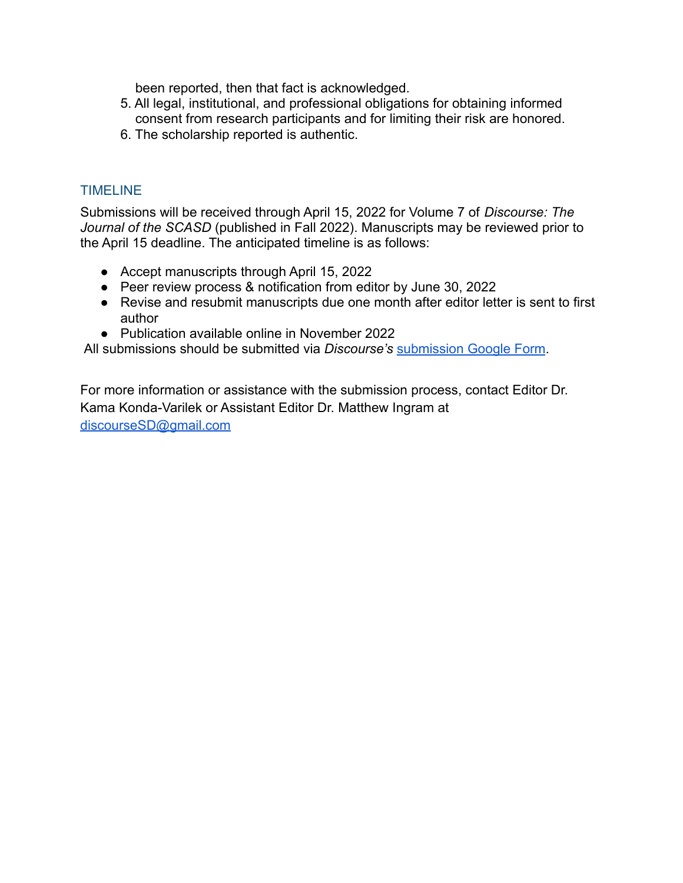been reported, then that fact is acknowledged.

5. All legal, institutional, and professional obligations for obtaining informed consent from research participants and for limiting their risk are honored.
6. The scholarship reported is authentic.

## TIMELINE

Submissions will be received through April 15, 2022 for Volume 7 of *Discourse: The Journal of the SCASD* (published in Fall 2022). Manuscripts may be reviewed prior to the April 15 deadline. The anticipated timeline is as follows:

- Accept manuscripts through April 15, 2022
- Peer review process & notification from editor by June 30, 2022
- Revise and resubmit manuscripts due one month after editor letter is sent to first author
- Publication available online in November 2022

All submissions should be submitted via *Discourse's* submission Google Form.

For more information or assistance with the submission process, contact Editor Dr. Kama Konda-Varilek or Assistant Editor Dr. Matthew Ingram at discourseSD@gmail.com